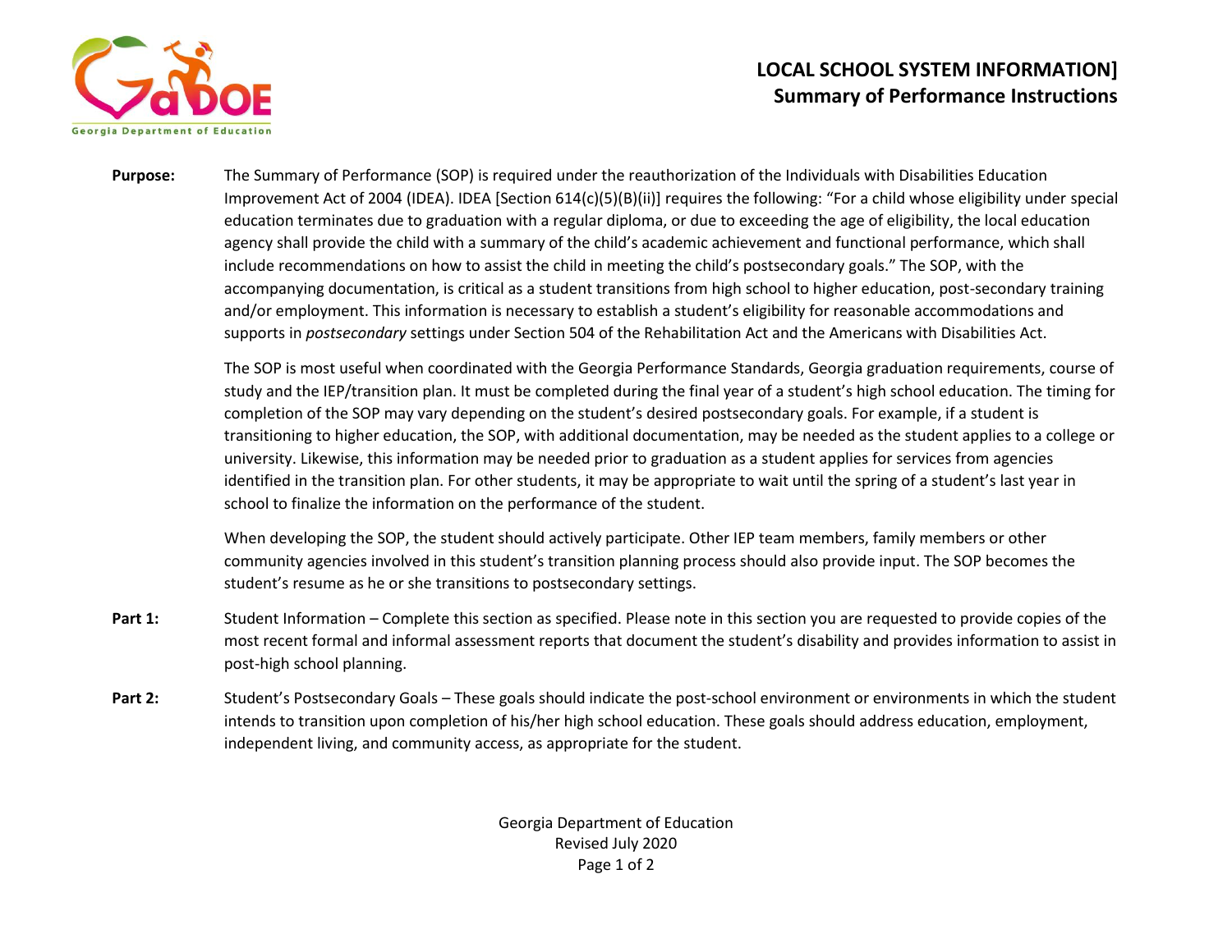# LOCAL SCHOOL SYSTEM INFORMATION]
## Summary of Performance Instructions

**Purpose:** The Summary of Performance (SOP) is required under the reauthorization of the Individuals with Disabilities Education Improvement Act of 2004 (IDEA). IDEA [Section 614(c)(5)(B)(ii)] requires the following: "For a child whose eligibility under special education terminates due to graduation with a regular diploma, or due to exceeding the age of eligibility, the local education agency shall provide the child with a summary of the child's academic achievement and functional performance, which shall include recommendations on how to assist the child in meeting the child's postsecondary goals." The SOP, with the accompanying documentation, is critical as a student transitions from high school to higher education, post-secondary training and/or employment. This information is necessary to establish a student's eligibility for reasonable accommodations and supports in *postsecondary* settings under Section 504 of the Rehabilitation Act and the Americans with Disabilities Act.

The SOP is most useful when coordinated with the Georgia Performance Standards, Georgia graduation requirements, course of study and the IEP/transition plan. It must be completed during the final year of a student's high school education. The timing for completion of the SOP may vary depending on the student's desired postsecondary goals. For example, if a student is transitioning to higher education, the SOP, with additional documentation, may be needed as the student applies to a college or university. Likewise, this information may be needed prior to graduation as a student applies for services from agencies identified in the transition plan. For other students, it may be appropriate to wait until the spring of a student's last year in school to finalize the information on the performance of the student.

When developing the SOP, the student should actively participate. Other IEP team members, family members or other community agencies involved in this student's transition planning process should also provide input. The SOP becomes the student's resume as he or she transitions to postsecondary settings.

**Part 1:** Student Information – Complete this section as specified. Please note in this section you are requested to provide copies of the most recent formal and informal assessment reports that document the student's disability and provides information to assist in post-high school planning.

**Part 2:** Student's Postsecondary Goals – These goals should indicate the post-school environment or environments in which the student intends to transition upon completion of his/her high school education. These goals should address education, employment, independent living, and community access, as appropriate for the student.

Georgia Department of Education
Revised July 2020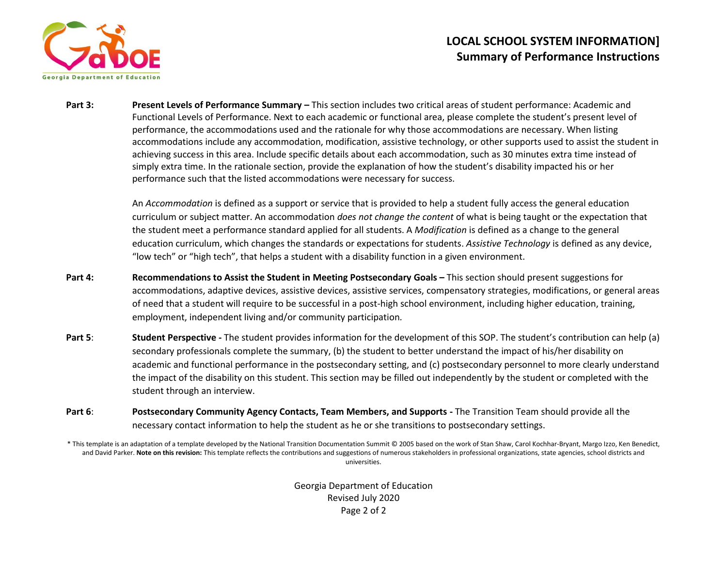## LOCAL SCHOOL SYSTEM INFORMATION]
## Summary of Performance Instructions

**Part 3:** **Present Levels of Performance Summary –** This section includes two critical areas of student performance: Academic and Functional Levels of Performance. Next to each academic or functional area, please complete the student's present level of performance, the accommodations used and the rationale for why those accommodations are necessary. When listing accommodations include any accommodation, modification, assistive technology, or other supports used to assist the student in achieving success in this area. Include specific details about each accommodation, such as 30 minutes extra time instead of simply extra time. In the rationale section, provide the explanation of how the student's disability impacted his or her performance such that the listed accommodations were necessary for success.

An *Accommodation* is defined as a support or service that is provided to help a student fully access the general education curriculum or subject matter. An accommodation *does not change the content* of what is being taught or the expectation that the student meet a performance standard applied for all students. A *Modification* is defined as a change to the general education curriculum, which changes the standards or expectations for students. *Assistive Technology* is defined as any device, "low tech" or "high tech", that helps a student with a disability function in a given environment.

**Part 4:** **Recommendations to Assist the Student in Meeting Postsecondary Goals –** This section should present suggestions for accommodations, adaptive devices, assistive devices, assistive services, compensatory strategies, modifications, or general areas of need that a student will require to be successful in a post-high school environment, including higher education, training, employment, independent living and/or community participation.

**Part 5**: **Student Perspective -** The student provides information for the development of this SOP. The student's contribution can help (a) secondary professionals complete the summary, (b) the student to better understand the impact of his/her disability on academic and functional performance in the postsecondary setting, and (c) postsecondary personnel to more clearly understand the impact of the disability on this student. This section may be filled out independently by the student or completed with the student through an interview.

**Part 6**: **Postsecondary Community Agency Contacts, Team Members, and Supports -** The Transition Team should provide all the necessary contact information to help the student as he or she transitions to postsecondary settings.

* This template is an adaptation of a template developed by the National Transition Documentation Summit © 2005 based on the work of Stan Shaw, Carol Kochhar-Bryant, Margo Izzo, Ken Benedict, and David Parker. **Note on this revision:** This template reflects the contributions and suggestions of numerous stakeholders in professional organizations, state agencies, school districts and universities.

Georgia Department of Education
Revised July 2020